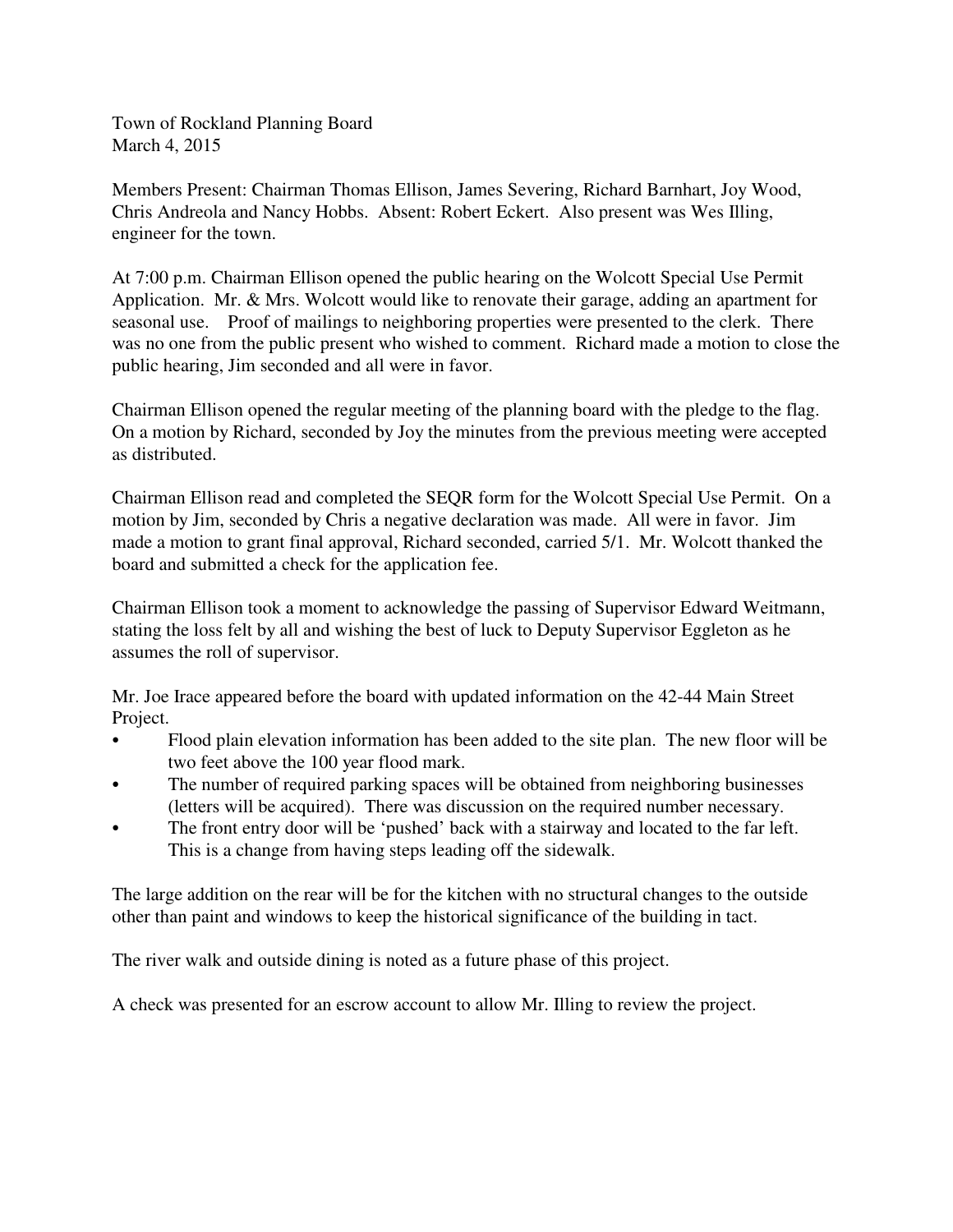Town of Rockland Planning Board
March 4, 2015

Members Present: Chairman Thomas Ellison, James Severing, Richard Barnhart, Joy Wood, Chris Andreola and Nancy Hobbs. Absent: Robert Eckert. Also present was Wes Illing, engineer for the town.

At 7:00 p.m. Chairman Ellison opened the public hearing on the Wolcott Special Use Permit Application. Mr. & Mrs. Wolcott would like to renovate their garage, adding an apartment for seasonal use. Proof of mailings to neighboring properties were presented to the clerk. There was no one from the public present who wished to comment. Richard made a motion to close the public hearing, Jim seconded and all were in favor.

Chairman Ellison opened the regular meeting of the planning board with the pledge to the flag. On a motion by Richard, seconded by Joy the minutes from the previous meeting were accepted as distributed.

Chairman Ellison read and completed the SEQR form for the Wolcott Special Use Permit. On a motion by Jim, seconded by Chris a negative declaration was made. All were in favor. Jim made a motion to grant final approval, Richard seconded, carried 5/1. Mr. Wolcott thanked the board and submitted a check for the application fee.

Chairman Ellison took a moment to acknowledge the passing of Supervisor Edward Weitmann, stating the loss felt by all and wishing the best of luck to Deputy Supervisor Eggleton as he assumes the roll of supervisor.

Mr. Joe Irace appeared before the board with updated information on the 42-44 Main Street Project.

- Flood plain elevation information has been added to the site plan. The new floor will be two feet above the 100 year flood mark.
- The number of required parking spaces will be obtained from neighboring businesses (letters will be acquired). There was discussion on the required number necessary.
- The front entry door will be 'pushed' back with a stairway and located to the far left. This is a change from having steps leading off the sidewalk.

The large addition on the rear will be for the kitchen with no structural changes to the outside other than paint and windows to keep the historical significance of the building in tact.

The river walk and outside dining is noted as a future phase of this project.

A check was presented for an escrow account to allow Mr. Illing to review the project.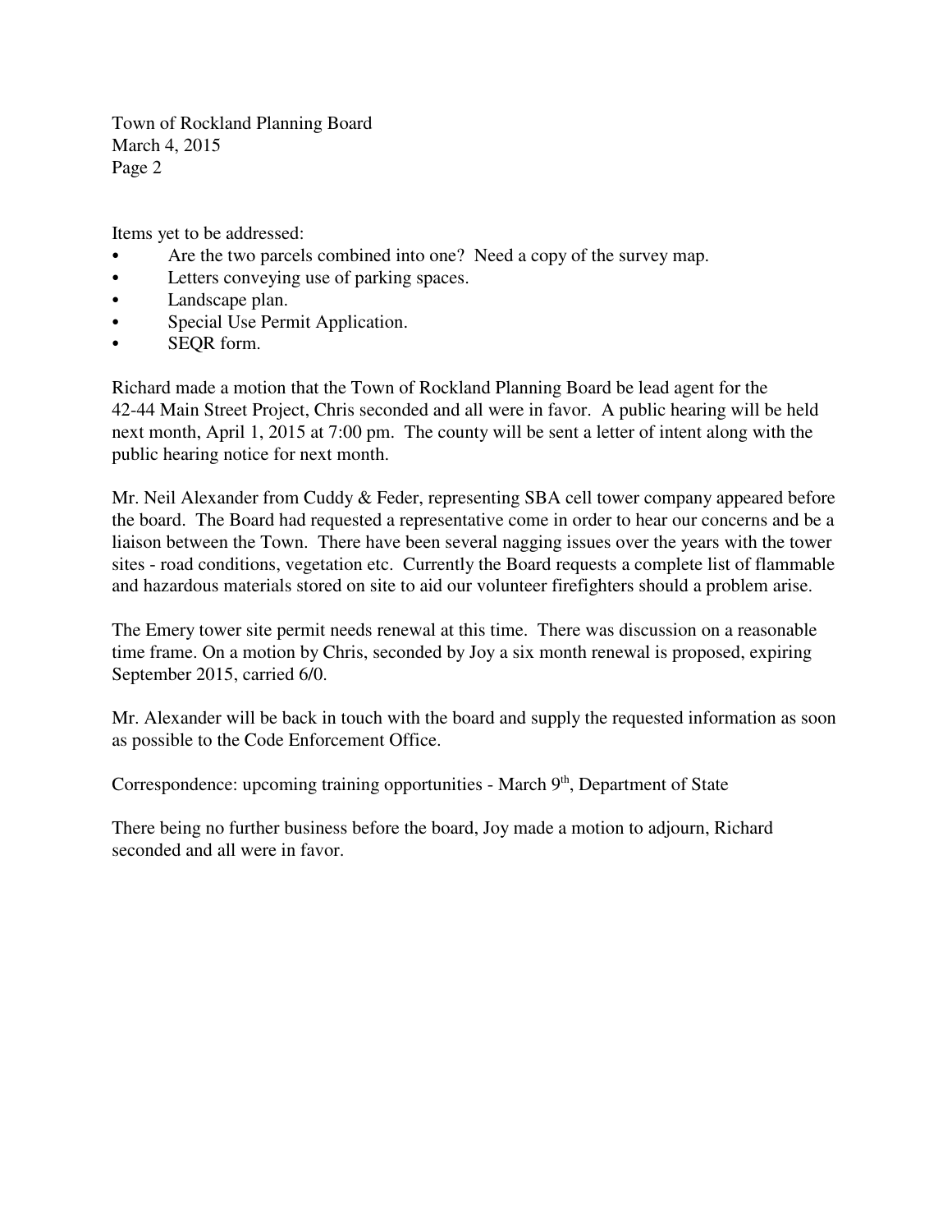Items yet to be addressed:

- Are the two parcels combined into one? Need a copy of the survey map.
- Letters conveying use of parking spaces.
- Landscape plan.
- Special Use Permit Application.
- SEQR form.

Richard made a motion that the Town of Rockland Planning Board be lead agent for the 42-44 Main Street Project, Chris seconded and all were in favor. A public hearing will be held next month, April 1, 2015 at 7:00 pm. The county will be sent a letter of intent along with the public hearing notice for next month.

Mr. Neil Alexander from Cuddy & Feder, representing SBA cell tower company appeared before the board. The Board had requested a representative come in order to hear our concerns and be a liaison between the Town. There have been several nagging issues over the years with the tower sites - road conditions, vegetation etc. Currently the Board requests a complete list of flammable and hazardous materials stored on site to aid our volunteer firefighters should a problem arise.

The Emery tower site permit needs renewal at this time. There was discussion on a reasonable time frame. On a motion by Chris, seconded by Joy a six month renewal is proposed, expiring September 2015, carried 6/0.

Mr. Alexander will be back in touch with the board and supply the requested information as soon as possible to the Code Enforcement Office.

Correspondence: upcoming training opportunities - March 9th, Department of State

There being no further business before the board, Joy made a motion to adjourn, Richard seconded and all were in favor.